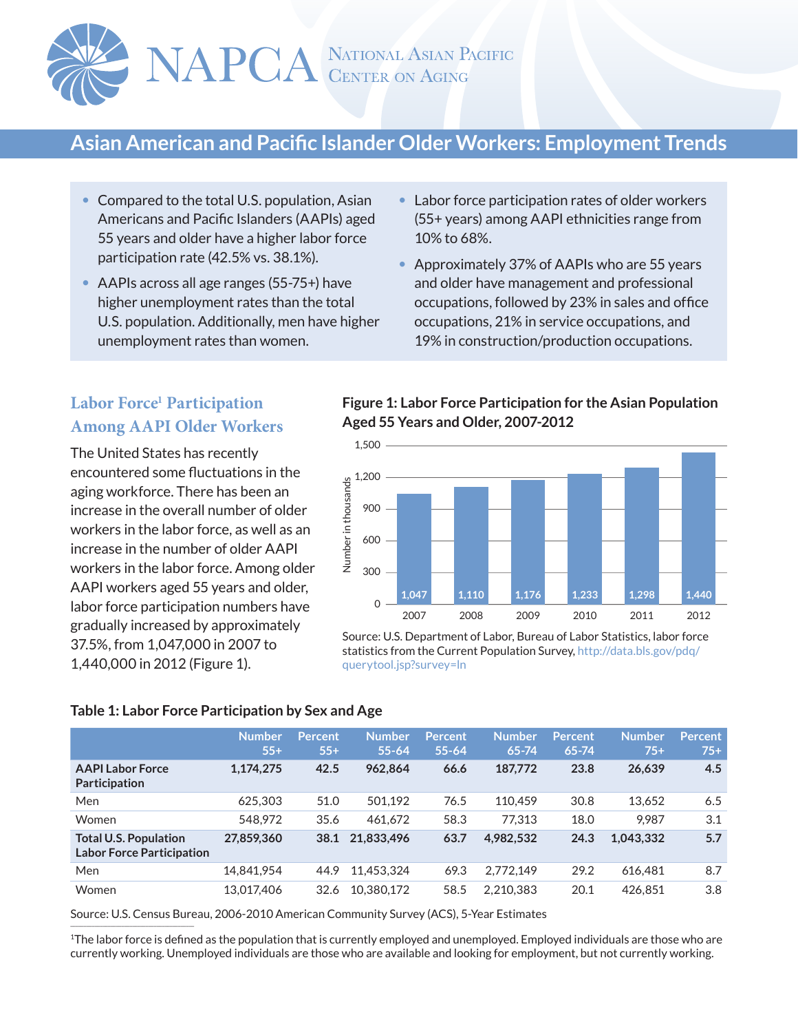NAPCA National Asian Pacific Center on Aging

# Asian American and Pacific Islander Older Workers: Employment Trends

- Compared to the total U.S. population, Asian Americans and Pacific Islanders (AAPIs) aged 55 years and older have a higher labor force participation rate (42.5% vs. 38.1%).
- AAPIs across all age ranges (55-75+) have higher unemployment rates than the total U.S. population. Additionally, men have higher unemployment rates than women.
- Labor force participation rates of older workers (55+ years) among AAPI ethnicities range from 10% to 68%.
- Approximately 37% of AAPIs who are 55 years and older have management and professional occupations, followed by 23% in sales and office occupations, 21% in service occupations, and 19% in construction/production occupations.

## Labor Force[1] Participation Among AAPI Older Workers

The United States has recently encountered some fluctuations in the aging workforce. There has been an increase in the overall number of older workers in the labor force, as well as an increase in the number of older AAPI workers in the labor force. Among older AAPI workers aged 55 years and older, labor force participation numbers have gradually increased by approximately 37.5%, from 1,047,000 in 2007 to 1,440,000 in 2012 (Figure 1).

**Figure 1: Labor Force Participation for the Asian Population Aged 55 Years and Older, 2007-2012**

| Year | Number in thousands |
|---|---|
| 2007 | 1,047 |
| 2008 | 1,110 |
| 2009 | 1,176 |
| 2010 | 1,233 |
| 2011 | 1,298 |
| 2012 | 1,440 |

Source: U.S. Department of Labor, Bureau of Labor Statistics, labor force statistics from the Current Population Survey, http://data.bls.gov/pdq/querytool.jsp?survey=ln

**Table 1: Labor Force Participation by Sex and Age**

| | Number 55+ | Percent 55+ | Number 55-64 | Percent 55-64 | Number 65-74 | Percent 65-74 | Number 75+ | Percent 75+ |
|---|---|---|---|---|---|---|---|---|
| **AAPI Labor Force Participation** | **1,174,275** | **42.5** | **962,864** | **66.6** | **187,772** | **23.8** | **26,639** | **4.5** |
| Men | 625,303 | 51.0 | 501,192 | 76.5 | 110,459 | 30.8 | 13,652 | 6.5 |
| Women | 548,972 | 35.6 | 461,672 | 58.3 | 77,313 | 18.0 | 9,987 | 3.1 |
| **Total U.S. Population Labor Force Participation** | **27,859,360** | **38.1** | **21,833,496** | **63.7** | **4,982,532** | **24.3** | **1,043,332** | **5.7** |
| Men | 14,841,954 | 44.9 | 11,453,324 | 69.3 | 2,772,149 | 29.2 | 616,481 | 8.7 |
| Women | 13,017,406 | 32.6 | 10,380,172 | 58.5 | 2,210,383 | 20.1 | 426,851 | 3.8 |

Source: U.S. Census Bureau, 2006-2010 American Community Survey (ACS), 5-Year Estimates

[1] The labor force is defined as the population that is currently employed and unemployed. Employed individuals are those who are currently working. Unemployed individuals are those who are available and looking for employment, but not currently working.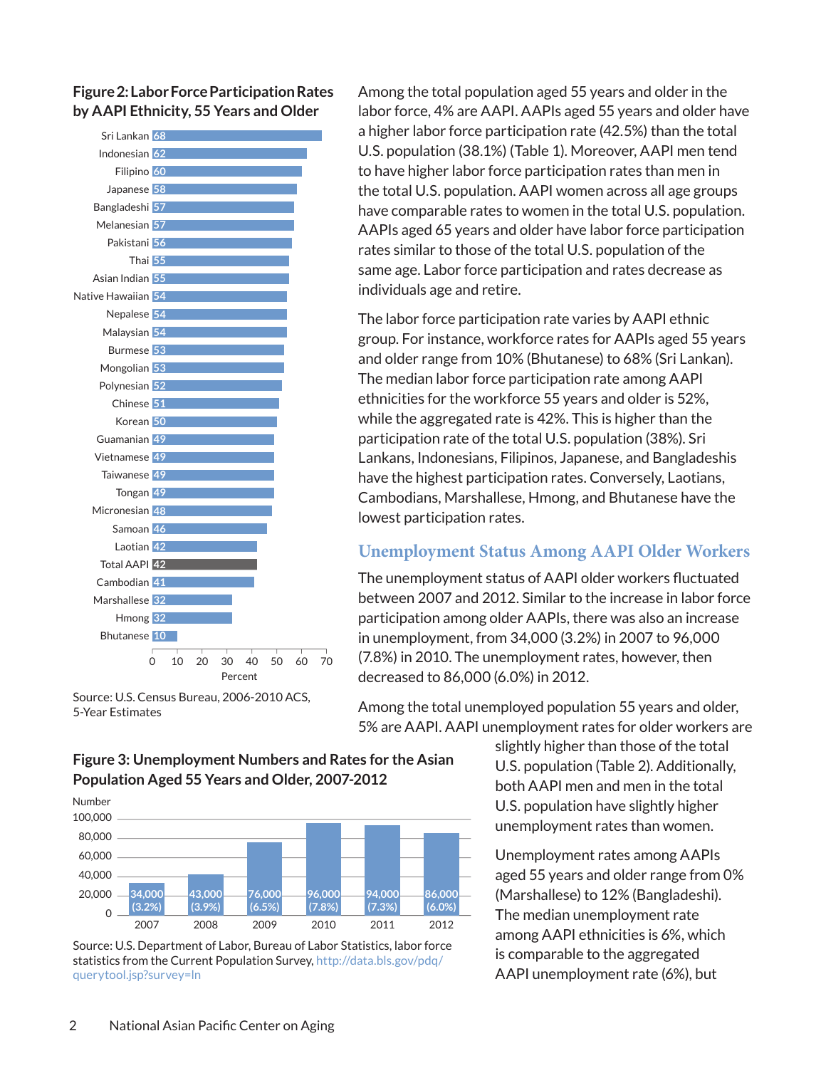**Figure 2: Labor Force Participation Rates by AAPI Ethnicity, 55 Years and Older**

| Ethnicity | Percent |
|---|---|
| Sri Lankan | 68 |
| Indonesian | 62 |
| Filipino | 60 |
| Japanese | 58 |
| Bangladeshi | 57 |
| Melanesian | 57 |
| Pakistani | 56 |
| Thai | 55 |
| Asian Indian | 55 |
| Native Hawaiian | 54 |
| Nepalese | 54 |
| Malaysian | 54 |
| Burmese | 53 |
| Mongolian | 53 |
| Polynesian | 52 |
| Chinese | 51 |
| Korean | 50 |
| Guamanian | 49 |
| Vietnamese | 49 |
| Taiwanese | 49 |
| Tongan | 49 |
| Micronesian | 48 |
| Samoan | 46 |
| Laotian | 42 |
| Total AAPI | 42 |
| Cambodian | 41 |
| Marshallese | 32 |
| Hmong | 32 |
| Bhutanese | 10 |

Source: U.S. Census Bureau, 2006-2010 ACS, 5-Year Estimates

Among the total population aged 55 years and older in the labor force, 4% are AAPI. AAPIs aged 55 years and older have a higher labor force participation rate (42.5%) than the total U.S. population (38.1%) (Table 1). Moreover, AAPI men tend to have higher labor force participation rates than men in the total U.S. population. AAPI women across all age groups have comparable rates to women in the total U.S. population. AAPIs aged 65 years and older have labor force participation rates similar to those of the total U.S. population of the same age. Labor force participation and rates decrease as individuals age and retire.

The labor force participation rate varies by AAPI ethnic group. For instance, workforce rates for AAPIs aged 55 years and older range from 10% (Bhutanese) to 68% (Sri Lankan). The median labor force participation rate among AAPI ethnicities for the workforce 55 years and older is 52%, while the aggregated rate is 42%. This is higher than the participation rate of the total U.S. population (38%). Sri Lankans, Indonesians, Filipinos, Japanese, and Bangladeshis have the highest participation rates. Conversely, Laotians, Cambodians, Marshallese, Hmong, and Bhutanese have the lowest participation rates.

## Unemployment Status Among AAPI Older Workers

The unemployment status of AAPI older workers fluctuated between 2007 and 2012. Similar to the increase in labor force participation among older AAPIs, there was also an increase in unemployment, from 34,000 (3.2%) in 2007 to 96,000 (7.8%) in 2010. The unemployment rates, however, then decreased to 86,000 (6.0%) in 2012.

**Figure 3: Unemployment Numbers and Rates for the Asian Population Aged 55 Years and Older, 2007-2012**

| Year | Number (Rate) |
|---|---|
| 2007 | 34,000 (3.2%) |
| 2008 | 43,000 (3.9%) |
| 2009 | 76,000 (6.5%) |
| 2010 | 96,000 (7.8%) |
| 2011 | 94,000 (7.3%) |
| 2012 | 86,000 (6.0%) |

Source: U.S. Department of Labor, Bureau of Labor Statistics, labor force statistics from the Current Population Survey, http://data.bls.gov/pdq/querytool.jsp?survey=ln

Among the total unemployed population 55 years and older, 5% are AAPI. AAPI unemployment rates for older workers are slightly higher than those of the total U.S. population (Table 2). Additionally, both AAPI men and men in the total U.S. population have slightly higher unemployment rates than women.

Unemployment rates among AAPIs aged 55 years and older range from 0% (Marshallese) to 12% (Bangladeshi). The median unemployment rate among AAPI ethnicities is 6%, which is comparable to the aggregated AAPI unemployment rate (6%), but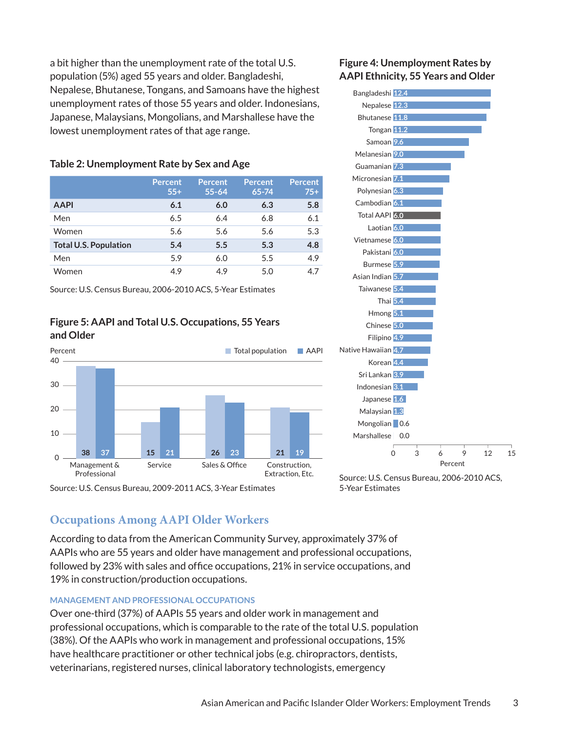a bit higher than the unemployment rate of the total U.S. population (5%) aged 55 years and older. Bangladeshi, Nepalese, Bhutanese, Tongans, and Samoans have the highest unemployment rates of those 55 years and older. Indonesians, Japanese, Malaysians, Mongolians, and Marshallese have the lowest unemployment rates of that age range.

### Table 2: Unemployment Rate by Sex and Age

| | Percent 55+ | Percent 55-64 | Percent 65-74 | Percent 75+ |
|---|---|---|---|---|
| **AAPI** | **6.1** | **6.0** | **6.3** | **5.8** |
| Men | 6.5 | 6.4 | 6.8 | 6.1 |
| Women | 5.6 | 5.6 | 5.6 | 5.3 |
| **Total U.S. Population** | **5.4** | **5.5** | **5.3** | **4.8** |
| Men | 5.9 | 6.0 | 5.5 | 4.9 |
| Women | 4.9 | 4.9 | 5.0 | 4.7 |

Source: U.S. Census Bureau, 2006-2010 ACS, 5-Year Estimates

### Figure 5: AAPI and Total U.S. Occupations, 55 Years and Older

| Occupation (Percent) | Total population | AAPI |
|---|---|---|
| Management & Professional | 38 | 37 |
| Service | 15 | 21 |
| Sales & Office | 26 | 23 |
| Construction, Extraction, Etc. | 21 | 19 |

Source: U.S. Census Bureau, 2009-2011 ACS, 3-Year Estimates

### Figure 4: Unemployment Rates by AAPI Ethnicity, 55 Years and Older

| Ethnicity | Percent |
|---|---|
| Bangladeshi | 12.4 |
| Nepalese | 12.3 |
| Bhutanese | 11.8 |
| Tongan | 11.2 |
| Samoan | 9.6 |
| Melanesian | 9.0 |
| Guamanian | 7.3 |
| Micronesian | 7.1 |
| Polynesian | 6.3 |
| Cambodian | 6.1 |
| Total AAPI | 6.0 |
| Laotian | 6.0 |
| Vietnamese | 6.0 |
| Pakistani | 6.0 |
| Burmese | 5.9 |
| Asian Indian | 5.7 |
| Taiwanese | 5.4 |
| Thai | 5.4 |
| Hmong | 5.1 |
| Chinese | 5.0 |
| Filipino | 4.9 |
| Native Hawaiian | 4.7 |
| Korean | 4.4 |
| Sri Lankan | 3.9 |
| Indonesian | 3.1 |
| Japanese | 1.6 |
| Malaysian | 1.3 |
| Mongolian | 0.6 |
| Marshallese | 0.0 |

Source: U.S. Census Bureau, 2006-2010 ACS, 5-Year Estimates

## Occupations Among AAPI Older Workers

According to data from the American Community Survey, approximately 37% of AAPIs who are 55 years and older have management and professional occupations, followed by 23% with sales and office occupations, 21% in service occupations, and 19% in construction/production occupations.

### MANAGEMENT AND PROFESSIONAL OCCUPATIONS

Over one-third (37%) of AAPIs 55 years and older work in management and professional occupations, which is comparable to the rate of the total U.S. population (38%). Of the AAPIs who work in management and professional occupations, 15% have healthcare practitioner or other technical jobs (e.g. chiropractors, dentists, veterinarians, registered nurses, clinical laboratory technologists, emergency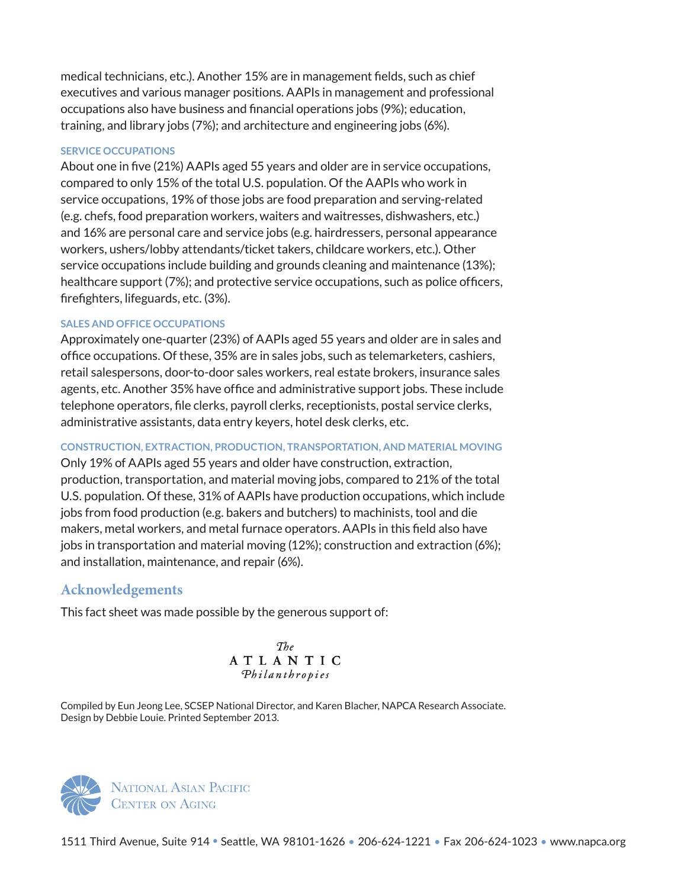medical technicians, etc.). Another 15% are in management fields, such as chief executives and various manager positions. AAPIs in management and professional occupations also have business and financial operations jobs (9%); education, training, and library jobs (7%); and architecture and engineering jobs (6%).

### SERVICE OCCUPATIONS

About one in five (21%) AAPIs aged 55 years and older are in service occupations, compared to only 15% of the total U.S. population. Of the AAPIs who work in service occupations, 19% of those jobs are food preparation and serving-related (e.g. chefs, food preparation workers, waiters and waitresses, dishwashers, etc.) and 16% are personal care and service jobs (e.g. hairdressers, personal appearance workers, ushers/lobby attendants/ticket takers, childcare workers, etc.). Other service occupations include building and grounds cleaning and maintenance (13%); healthcare support (7%); and protective service occupations, such as police officers, firefighters, lifeguards, etc. (3%).

### SALES AND OFFICE OCCUPATIONS

Approximately one-quarter (23%) of AAPIs aged 55 years and older are in sales and office occupations. Of these, 35% are in sales jobs, such as telemarketers, cashiers, retail salespersons, door-to-door sales workers, real estate brokers, insurance sales agents, etc. Another 35% have office and administrative support jobs. These include telephone operators, file clerks, payroll clerks, receptionists, postal service clerks, administrative assistants, data entry keyers, hotel desk clerks, etc.

### CONSTRUCTION, EXTRACTION, PRODUCTION, TRANSPORTATION, AND MATERIAL MOVING

Only 19% of AAPIs aged 55 years and older have construction, extraction, production, transportation, and material moving jobs, compared to 21% of the total U.S. population. Of these, 31% of AAPIs have production occupations, which include jobs from food production (e.g. bakers and butchers) to machinists, tool and die makers, metal workers, and metal furnace operators. AAPIs in this field also have jobs in transportation and material moving (12%); construction and extraction (6%); and installation, maintenance, and repair (6%).

## Acknowledgements

This fact sheet was made possible by the generous support of:

The ATLANTIC Philanthropies

Compiled by Eun Jeong Lee, SCSEP National Director, and Karen Blacher, NAPCA Research Associate. Design by Debbie Louie. Printed September 2013.

National Asian Pacific Center on Aging

1511 Third Avenue, Suite 914 • Seattle, WA 98101-1626 • 206-624-1221 • Fax 206-624-1023 • www.napca.org